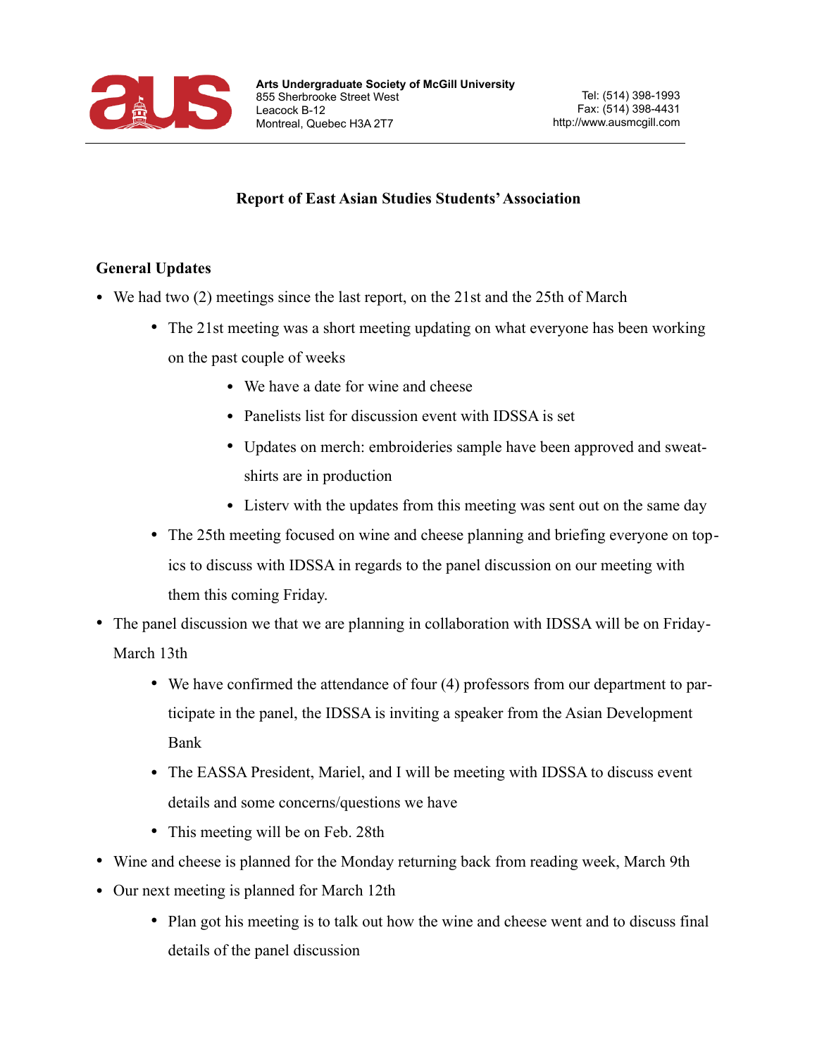**Arts Undergraduate Society of McGill University**
855 Sherbrooke Street West
Leacock B-12
Montreal, Quebec H3A 2T7

Tel: (514) 398-1993
Fax: (514) 398-4431
http://www.ausmcgill.com

## Report of East Asian Studies Students' Association

### General Updates

- We had two (2) meetings since the last report, on the 21st and the 25th of March
  - The 21st meeting was a short meeting updating on what everyone has been working on the past couple of weeks
    - We have a date for wine and cheese
    - Panelists list for discussion event with IDSSA is set
    - Updates on merch: embroideries sample have been approved and sweatshirts are in production
    - Listerv with the updates from this meeting was sent out on the same day
  - The 25th meeting focused on wine and cheese planning and briefing everyone on topics to discuss with IDSSA in regards to the panel discussion on our meeting with them this coming Friday.
- The panel discussion we that we are planning in collaboration with IDSSA will be on Friday-March 13th
  - We have confirmed the attendance of four (4) professors from our department to participate in the panel, the IDSSA is inviting a speaker from the Asian Development Bank
  - The EASSA President, Mariel, and I will be meeting with IDSSA to discuss event details and some concerns/questions we have
  - This meeting will be on Feb. 28th
- Wine and cheese is planned for the Monday returning back from reading week, March 9th
- Our next meeting is planned for March 12th
  - Plan got his meeting is to talk out how the wine and cheese went and to discuss final details of the panel discussion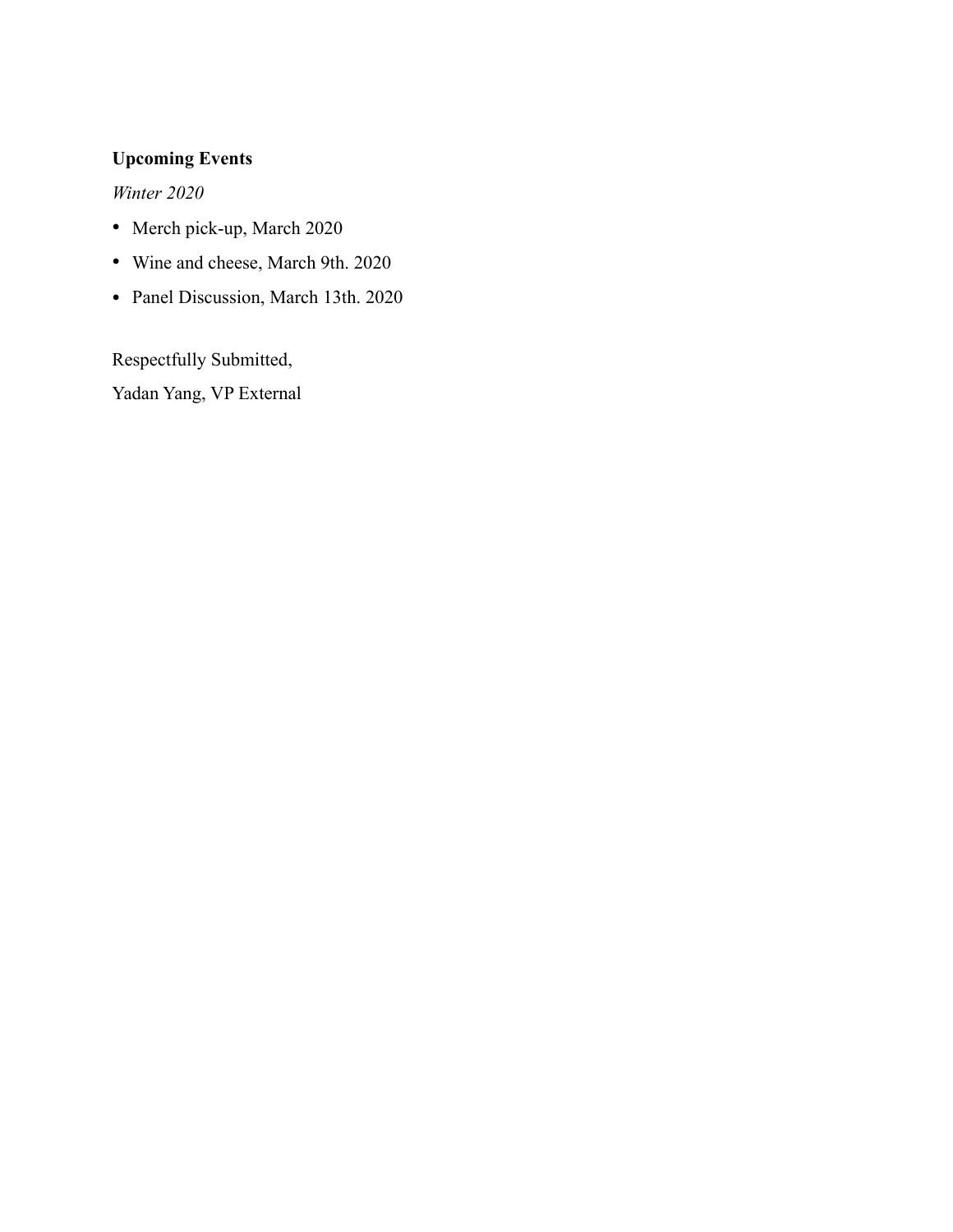**Upcoming Events**

*Winter 2020*

- Merch pick-up, March 2020
- Wine and cheese, March 9th. 2020
- Panel Discussion, March 13th. 2020

Respectfully Submitted,

Yadan Yang, VP External